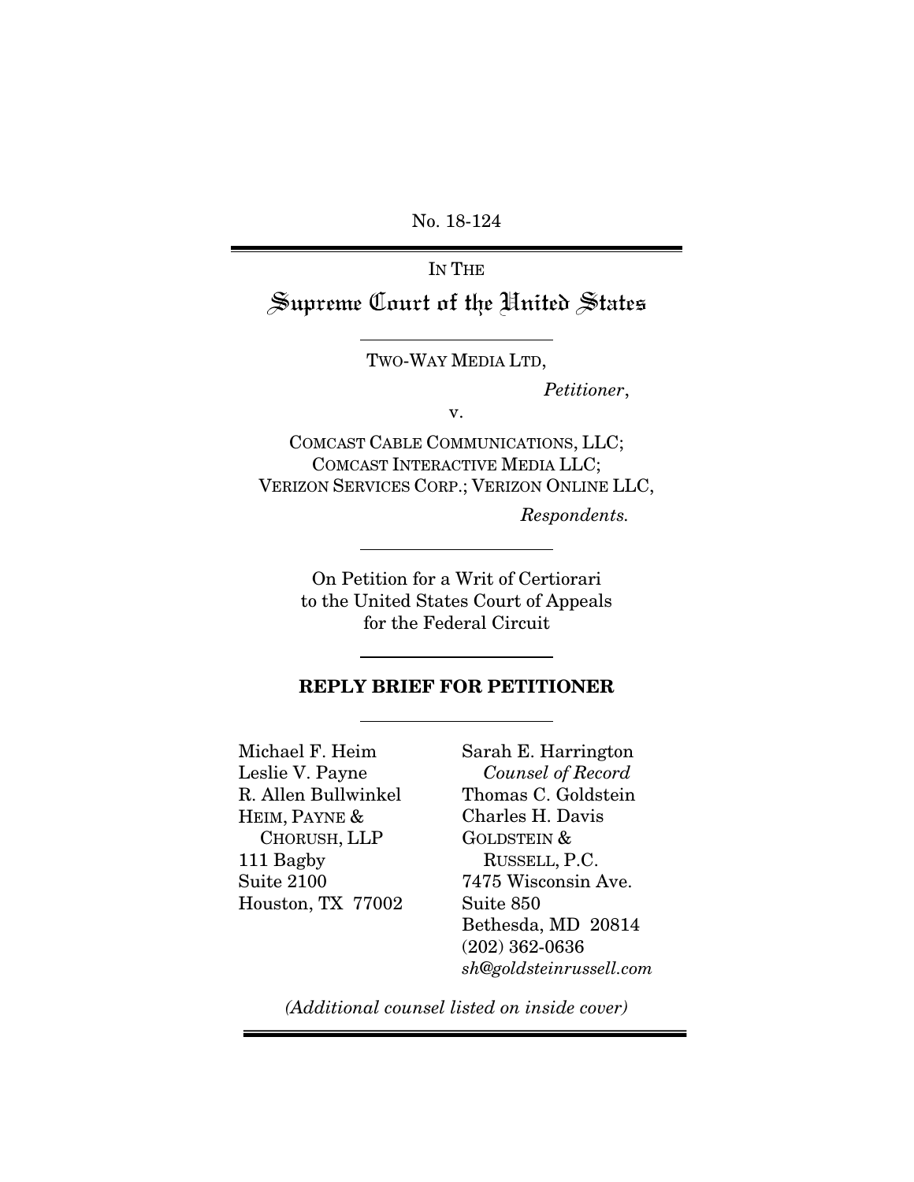No. 18-124

IN THE

# Supreme Court of the United States

TWO-WAY MEDIA LTD,

*Petitioner*,

v.

COMCAST CABLE COMMUNICATIONS, LLC; COMCAST INTERACTIVE MEDIA LLC; VERIZON SERVICES CORP.; VERIZON ONLINE LLC,

*Respondents.*

On Petition for a Writ of Certiorari to the United States Court of Appeals for the Federal Circuit

**REPLY BRIEF FOR PETITIONER**

Michael F. Heim
Leslie V. Payne
R. Allen Bullwinkel
HEIM, PAYNE & CHORUSH, LLP
111 Bagby
Suite 2100
Houston, TX 77002

Sarah E. Harrington
*Counsel of Record*
Thomas C. Goldstein
Charles H. Davis
GOLDSTEIN & RUSSELL, P.C.
7475 Wisconsin Ave.
Suite 850
Bethesda, MD 20814
(202) 362-0636
*sh@goldsteinrussell.com*

*(Additional counsel listed on inside cover)*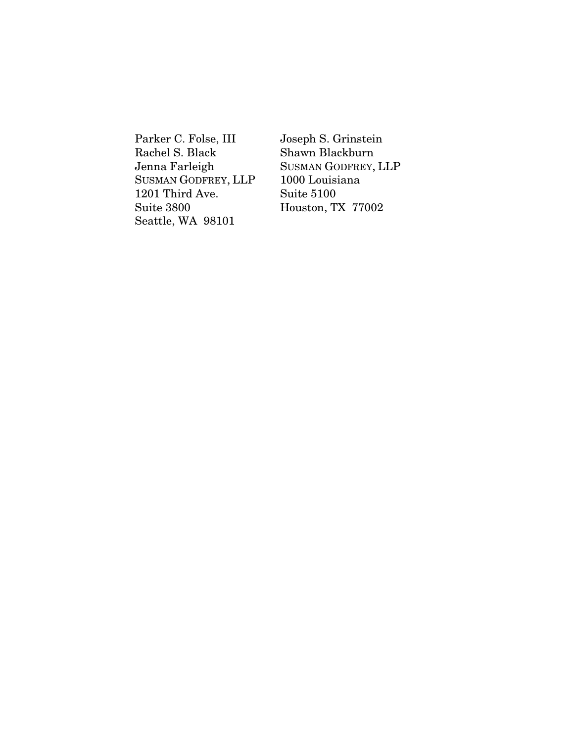Parker C. Folse, III
Rachel S. Black
Jenna Farleigh
SUSMAN GODFREY, LLP
1201 Third Ave.
Suite 3800
Seattle, WA 98101

Joseph S. Grinstein
Shawn Blackburn
SUSMAN GODFREY, LLP
1000 Louisiana
Suite 5100
Houston, TX 77002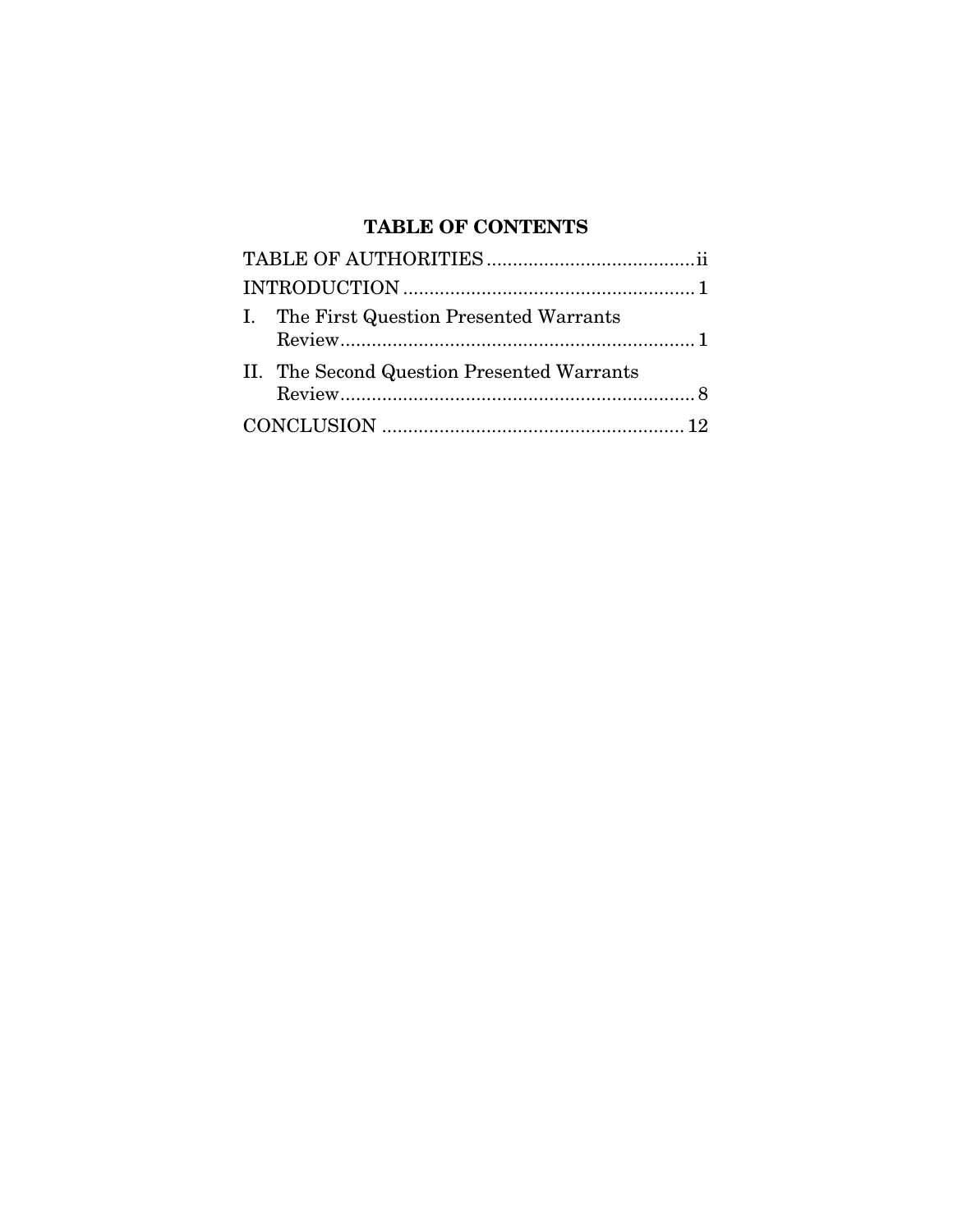## TABLE OF CONTENTS

TABLE OF AUTHORITIES ........................................ ii

INTRODUCTION ........................................................ 1

I. The First Question Presented Warrants Review ........................................................................ 1

II. The Second Question Presented Warrants Review ........................................................................ 8

CONCLUSION .......................................................... 12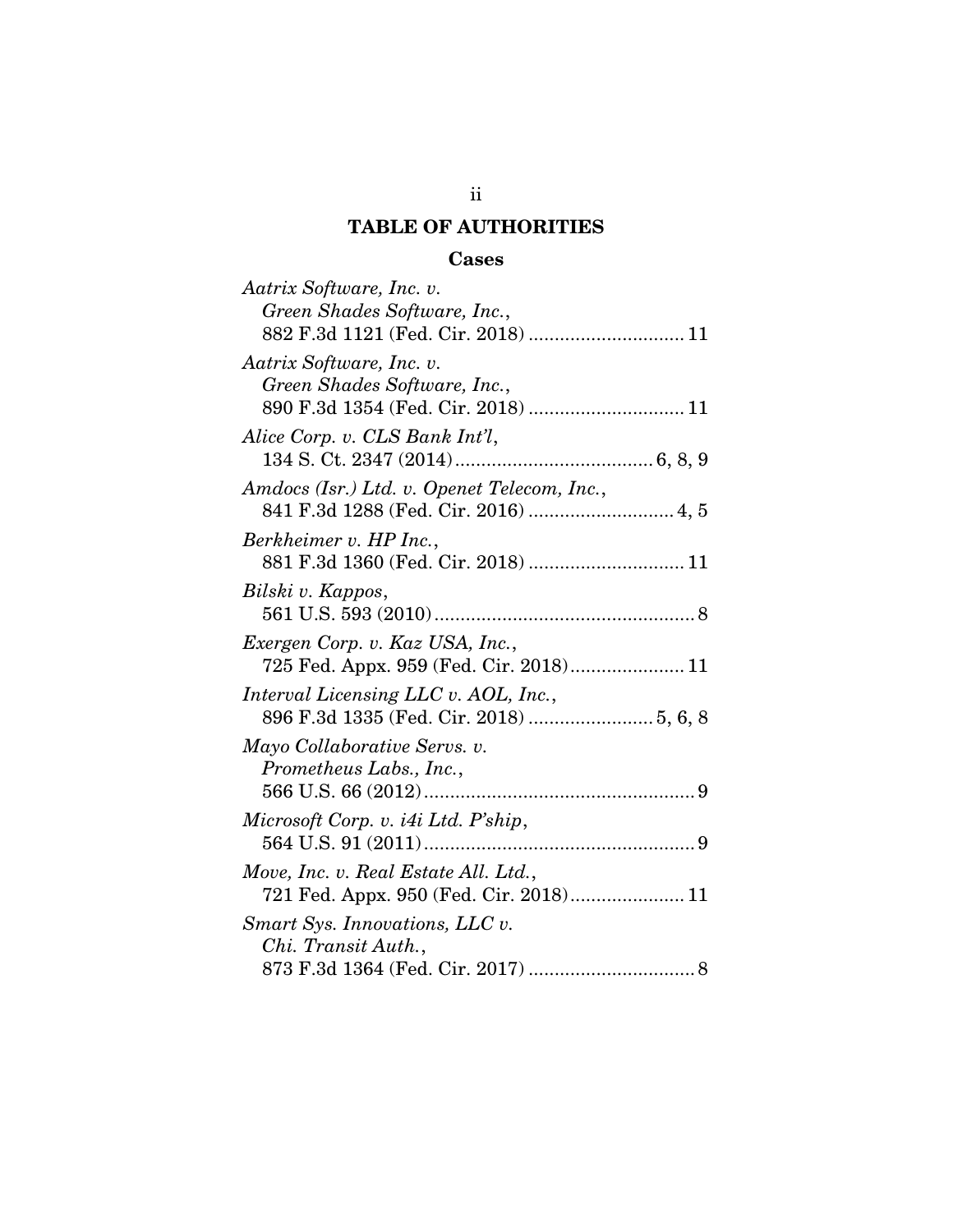## TABLE OF AUTHORITIES

### Cases

*Aatrix Software, Inc. v. Green Shades Software, Inc.*, 882 F.3d 1121 (Fed. Cir. 2018) .............................. 11

*Aatrix Software, Inc. v. Green Shades Software, Inc.*, 890 F.3d 1354 (Fed. Cir. 2018) .............................. 11

*Alice Corp. v. CLS Bank Int'l*, 134 S. Ct. 2347 (2014) ...................................... 6, 8, 9

*Amdocs (Isr.) Ltd. v. Openet Telecom, Inc.*, 841 F.3d 1288 (Fed. Cir. 2016) ............................ 4, 5

*Berkheimer v. HP Inc.*, 881 F.3d 1360 (Fed. Cir. 2018) .............................. 11

*Bilski v. Kappos*, 561 U.S. 593 (2010) .................................................. 8

*Exergen Corp. v. Kaz USA, Inc.*, 725 Fed. Appx. 959 (Fed. Cir. 2018) ...................... 11

*Interval Licensing LLC v. AOL, Inc.*, 896 F.3d 1335 (Fed. Cir. 2018) ........................ 5, 6, 8

*Mayo Collaborative Servs. v. Prometheus Labs., Inc.*, 566 U.S. 66 (2012) .................................................... 9

*Microsoft Corp. v. i4i Ltd. P'ship*, 564 U.S. 91 (2011) .................................................... 9

*Move, Inc. v. Real Estate All. Ltd.*, 721 Fed. Appx. 950 (Fed. Cir. 2018) ...................... 11

*Smart Sys. Innovations, LLC v. Chi. Transit Auth.*, 873 F.3d 1364 (Fed. Cir. 2017) ................................ 8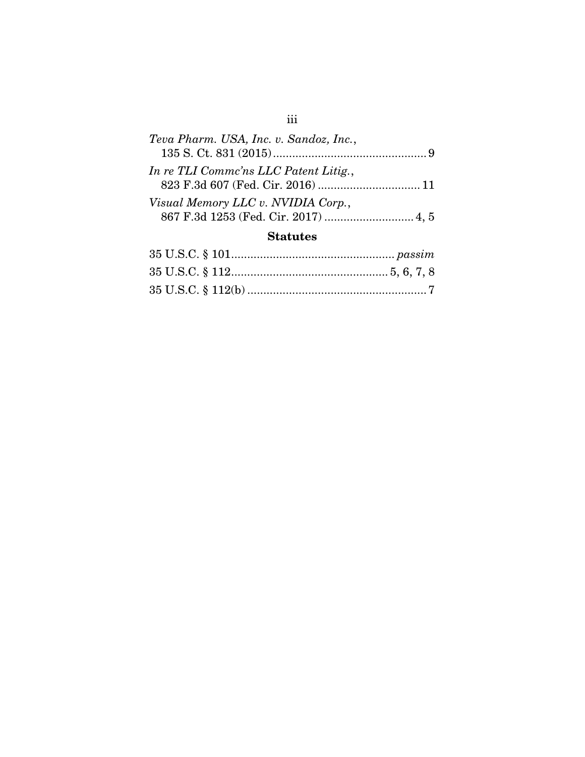*Teva Pharm. USA, Inc. v. Sandoz, Inc.*,
135 S. Ct. 831 (2015) ................................................ 9

*In re TLI Commc'ns LLC Patent Litig.*,
823 F.3d 607 (Fed. Cir. 2016) ................................ 11

*Visual Memory LLC v. NVIDIA Corp.*,
867 F.3d 1253 (Fed. Cir. 2017) ............................ 4, 5

### Statutes

35 U.S.C. § 101.................................................. *passim*

35 U.S.C. § 112................................................ 5, 6, 7, 8

35 U.S.C. § 112(b) ....................................................... 7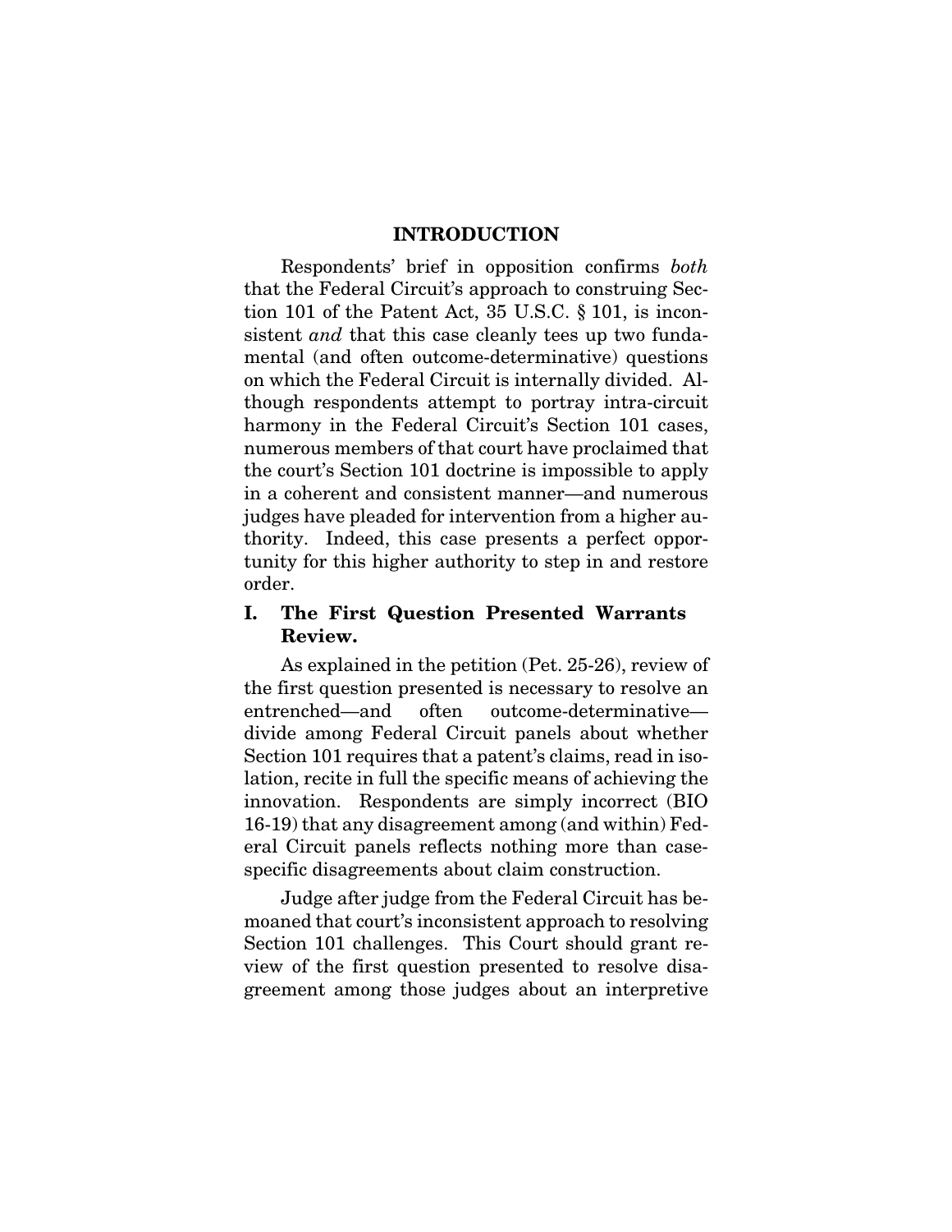## INTRODUCTION

Respondents' brief in opposition confirms *both* that the Federal Circuit's approach to construing Section 101 of the Patent Act, 35 U.S.C. § 101, is inconsistent *and* that this case cleanly tees up two fundamental (and often outcome-determinative) questions on which the Federal Circuit is internally divided. Although respondents attempt to portray intra-circuit harmony in the Federal Circuit's Section 101 cases, numerous members of that court have proclaimed that the court's Section 101 doctrine is impossible to apply in a coherent and consistent manner—and numerous judges have pleaded for intervention from a higher authority. Indeed, this case presents a perfect opportunity for this higher authority to step in and restore order.

### I. The First Question Presented Warrants Review.

As explained in the petition (Pet. 25-26), review of the first question presented is necessary to resolve an entrenched—and often outcome-determinative—divide among Federal Circuit panels about whether Section 101 requires that a patent's claims, read in isolation, recite in full the specific means of achieving the innovation. Respondents are simply incorrect (BIO 16-19) that any disagreement among (and within) Federal Circuit panels reflects nothing more than case-specific disagreements about claim construction.

Judge after judge from the Federal Circuit has bemoaned that court's inconsistent approach to resolving Section 101 challenges. This Court should grant review of the first question presented to resolve disagreement among those judges about an interpretive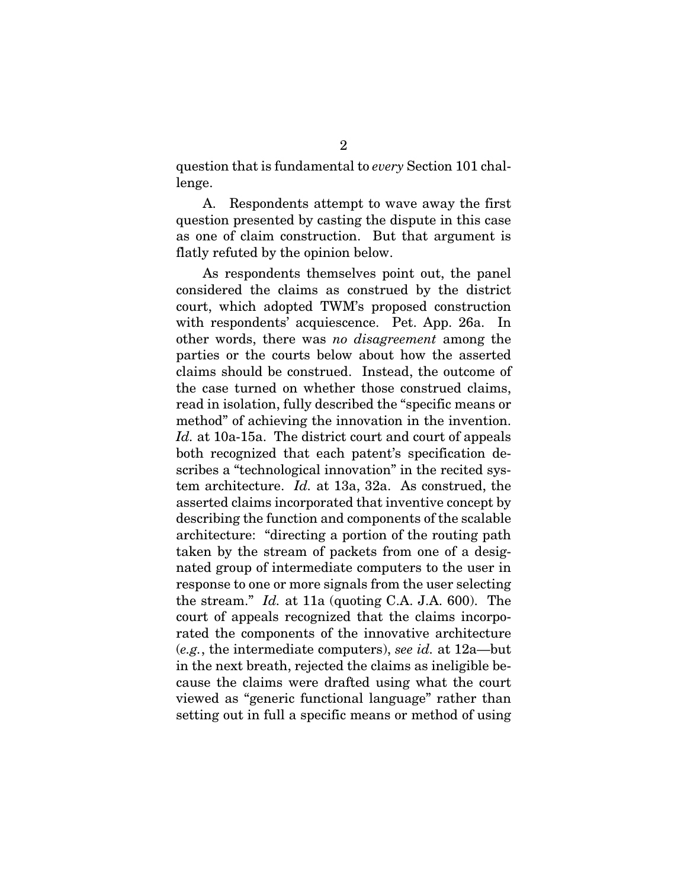question that is fundamental to *every* Section 101 challenge.

A. Respondents attempt to wave away the first question presented by casting the dispute in this case as one of claim construction. But that argument is flatly refuted by the opinion below.

As respondents themselves point out, the panel considered the claims as construed by the district court, which adopted TWM's proposed construction with respondents' acquiescence. Pet. App. 26a. In other words, there was *no disagreement* among the parties or the courts below about how the asserted claims should be construed. Instead, the outcome of the case turned on whether those construed claims, read in isolation, fully described the "specific means or method" of achieving the innovation in the invention. *Id.* at 10a-15a. The district court and court of appeals both recognized that each patent's specification describes a "technological innovation" in the recited system architecture. *Id.* at 13a, 32a. As construed, the asserted claims incorporated that inventive concept by describing the function and components of the scalable architecture: "directing a portion of the routing path taken by the stream of packets from one of a designated group of intermediate computers to the user in response to one or more signals from the user selecting the stream." *Id.* at 11a (quoting C.A. J.A. 600). The court of appeals recognized that the claims incorporated the components of the innovative architecture (*e.g.*, the intermediate computers), *see id.* at 12a—but in the next breath, rejected the claims as ineligible because the claims were drafted using what the court viewed as "generic functional language" rather than setting out in full a specific means or method of using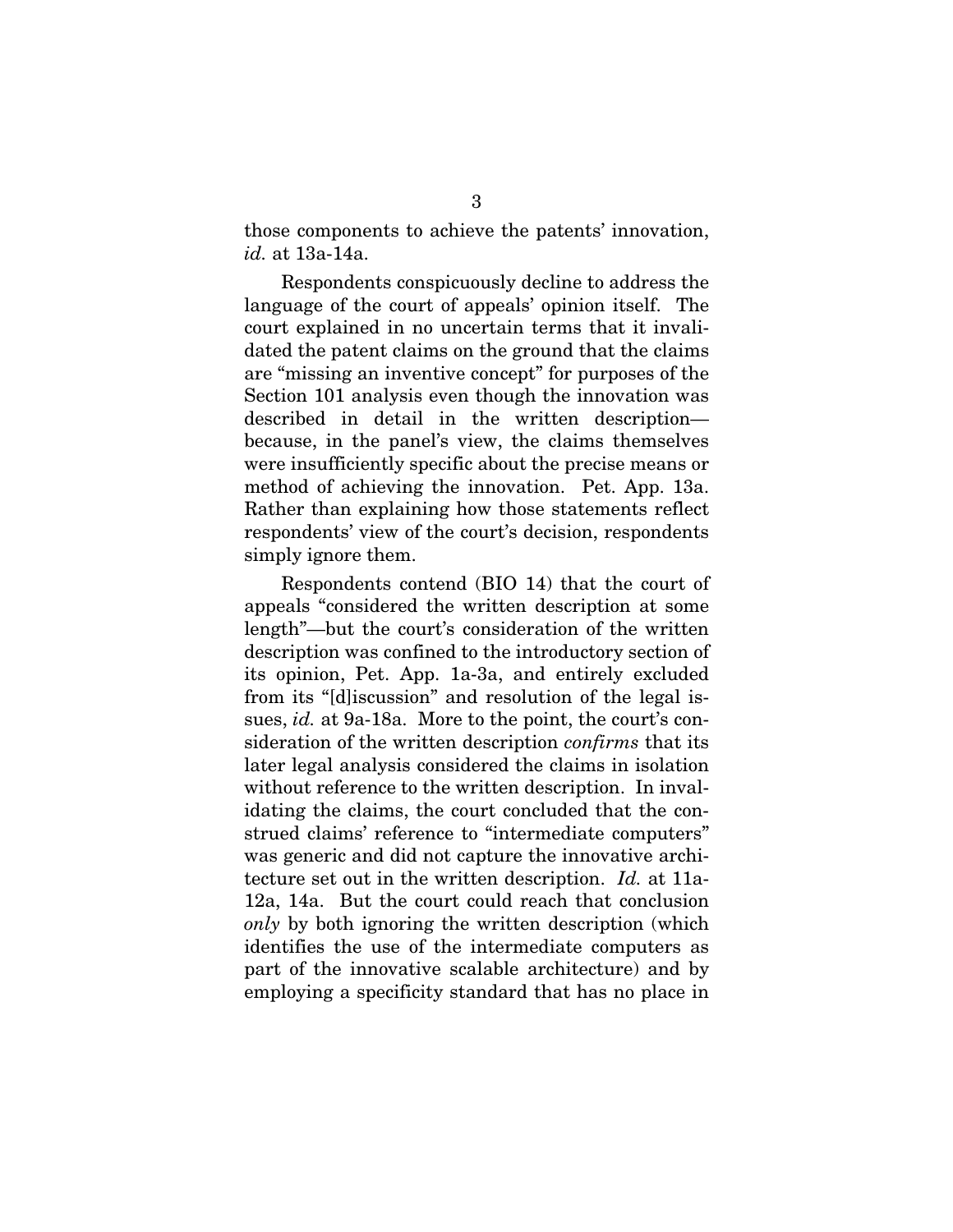those components to achieve the patents' innovation, *id.* at 13a-14a.

Respondents conspicuously decline to address the language of the court of appeals' opinion itself. The court explained in no uncertain terms that it invalidated the patent claims on the ground that the claims are "missing an inventive concept" for purposes of the Section 101 analysis even though the innovation was described in detail in the written description—because, in the panel's view, the claims themselves were insufficiently specific about the precise means or method of achieving the innovation. Pet. App. 13a. Rather than explaining how those statements reflect respondents' view of the court's decision, respondents simply ignore them.

Respondents contend (BIO 14) that the court of appeals "considered the written description at some length"—but the court's consideration of the written description was confined to the introductory section of its opinion, Pet. App. 1a-3a, and entirely excluded from its "[d]iscussion" and resolution of the legal issues, *id.* at 9a-18a. More to the point, the court's consideration of the written description *confirms* that its later legal analysis considered the claims in isolation without reference to the written description. In invalidating the claims, the court concluded that the construed claims' reference to "intermediate computers" was generic and did not capture the innovative architecture set out in the written description. *Id.* at 11a-12a, 14a. But the court could reach that conclusion *only* by both ignoring the written description (which identifies the use of the intermediate computers as part of the innovative scalable architecture) and by employing a specificity standard that has no place in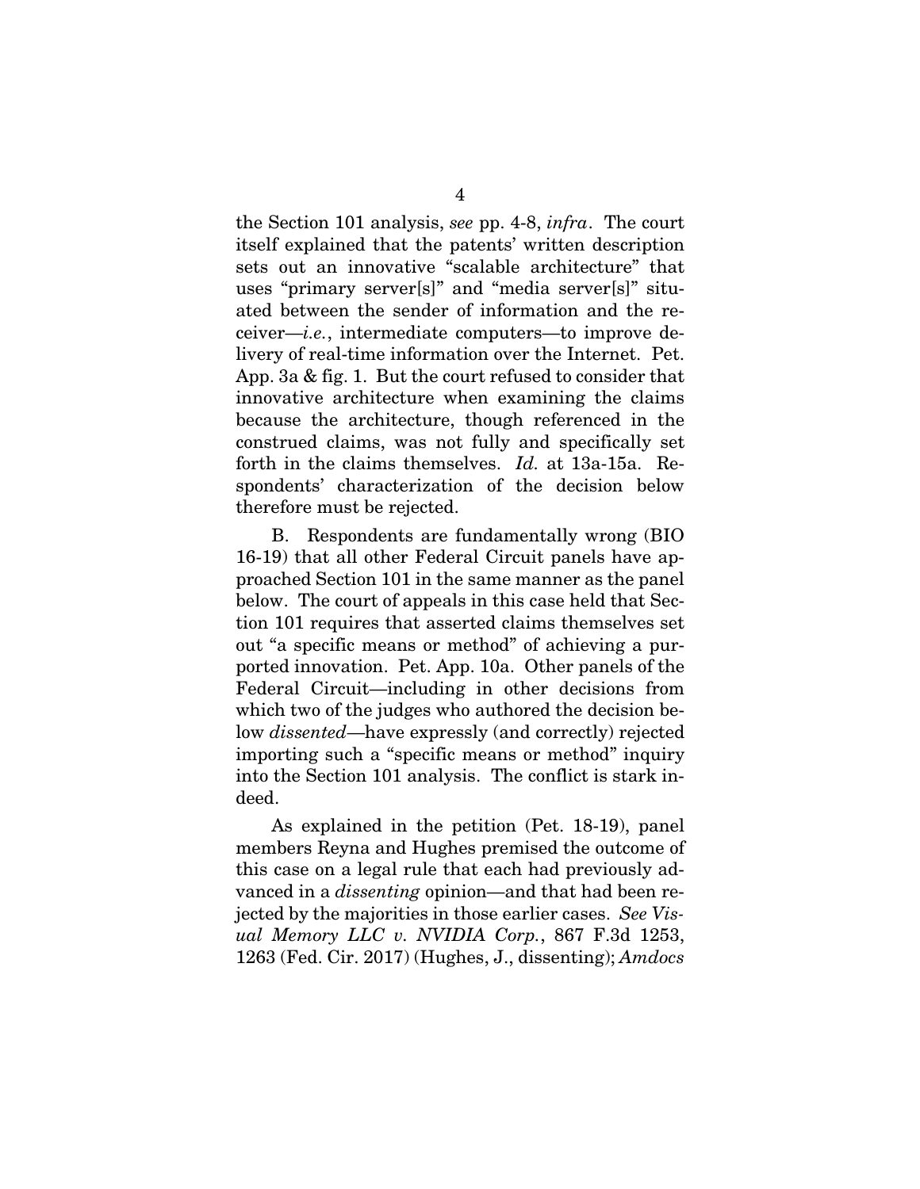the Section 101 analysis, *see* pp. 4-8, *infra*. The court itself explained that the patents' written description sets out an innovative "scalable architecture" that uses "primary server[s]" and "media server[s]" situated between the sender of information and the receiver—*i.e.*, intermediate computers—to improve delivery of real-time information over the Internet. Pet. App. 3a & fig. 1. But the court refused to consider that innovative architecture when examining the claims because the architecture, though referenced in the construed claims, was not fully and specifically set forth in the claims themselves. *Id.* at 13a-15a. Respondents' characterization of the decision below therefore must be rejected.

B. Respondents are fundamentally wrong (BIO 16-19) that all other Federal Circuit panels have approached Section 101 in the same manner as the panel below. The court of appeals in this case held that Section 101 requires that asserted claims themselves set out "a specific means or method" of achieving a purported innovation. Pet. App. 10a. Other panels of the Federal Circuit—including in other decisions from which two of the judges who authored the decision below *dissented*—have expressly (and correctly) rejected importing such a "specific means or method" inquiry into the Section 101 analysis. The conflict is stark indeed.

As explained in the petition (Pet. 18-19), panel members Reyna and Hughes premised the outcome of this case on a legal rule that each had previously advanced in a *dissenting* opinion—and that had been rejected by the majorities in those earlier cases. *See Visual Memory LLC v. NVIDIA Corp.*, 867 F.3d 1253, 1263 (Fed. Cir. 2017) (Hughes, J., dissenting); *Amdocs*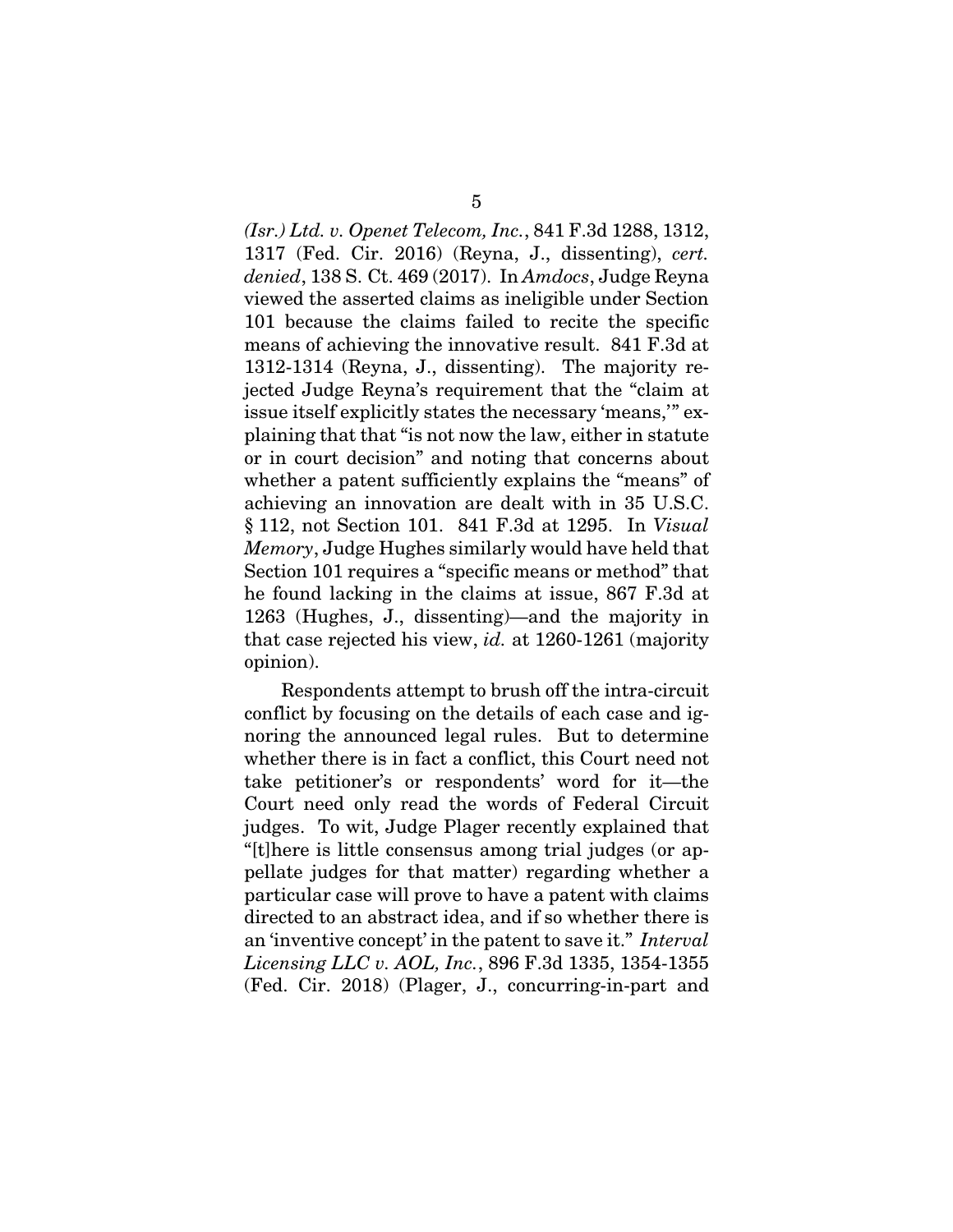*(Isr.) Ltd. v. Openet Telecom, Inc.*, 841 F.3d 1288, 1312, 1317 (Fed. Cir. 2016) (Reyna, J., dissenting), *cert. denied*, 138 S. Ct. 469 (2017). In *Amdocs*, Judge Reyna viewed the asserted claims as ineligible under Section 101 because the claims failed to recite the specific means of achieving the innovative result. 841 F.3d at 1312-1314 (Reyna, J., dissenting). The majority rejected Judge Reyna's requirement that the "claim at issue itself explicitly states the necessary 'means,'" explaining that that "is not now the law, either in statute or in court decision" and noting that concerns about whether a patent sufficiently explains the "means" of achieving an innovation are dealt with in 35 U.S.C. § 112, not Section 101. 841 F.3d at 1295. In *Visual Memory*, Judge Hughes similarly would have held that Section 101 requires a "specific means or method" that he found lacking in the claims at issue, 867 F.3d at 1263 (Hughes, J., dissenting)—and the majority in that case rejected his view, *id.* at 1260-1261 (majority opinion).

Respondents attempt to brush off the intra-circuit conflict by focusing on the details of each case and ignoring the announced legal rules. But to determine whether there is in fact a conflict, this Court need not take petitioner's or respondents' word for it—the Court need only read the words of Federal Circuit judges. To wit, Judge Plager recently explained that "[t]here is little consensus among trial judges (or appellate judges for that matter) regarding whether a particular case will prove to have a patent with claims directed to an abstract idea, and if so whether there is an 'inventive concept' in the patent to save it." *Interval Licensing LLC v. AOL, Inc.*, 896 F.3d 1335, 1354-1355 (Fed. Cir. 2018) (Plager, J., concurring-in-part and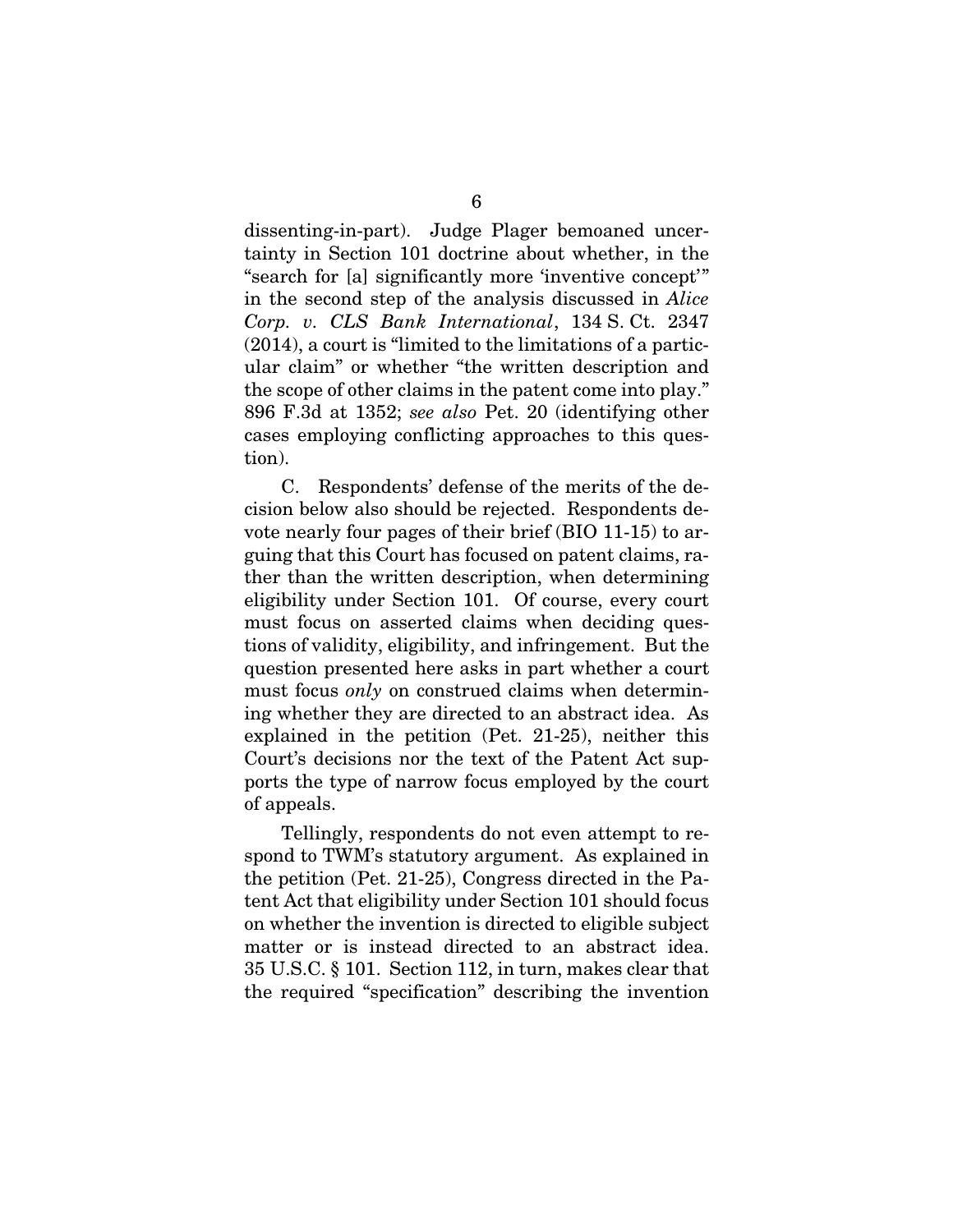dissenting-in-part). Judge Plager bemoaned uncertainty in Section 101 doctrine about whether, in the "search for [a] significantly more 'inventive concept'" in the second step of the analysis discussed in *Alice Corp. v. CLS Bank International*, 134 S. Ct. 2347 (2014), a court is "limited to the limitations of a particular claim" or whether "the written description and the scope of other claims in the patent come into play." 896 F.3d at 1352; *see also* Pet. 20 (identifying other cases employing conflicting approaches to this question).

C. Respondents' defense of the merits of the decision below also should be rejected. Respondents devote nearly four pages of their brief (BIO 11-15) to arguing that this Court has focused on patent claims, rather than the written description, when determining eligibility under Section 101. Of course, every court must focus on asserted claims when deciding questions of validity, eligibility, and infringement. But the question presented here asks in part whether a court must focus *only* on construed claims when determining whether they are directed to an abstract idea. As explained in the petition (Pet. 21-25), neither this Court's decisions nor the text of the Patent Act supports the type of narrow focus employed by the court of appeals.

Tellingly, respondents do not even attempt to respond to TWM's statutory argument. As explained in the petition (Pet. 21-25), Congress directed in the Patent Act that eligibility under Section 101 should focus on whether the invention is directed to eligible subject matter or is instead directed to an abstract idea. 35 U.S.C. § 101. Section 112, in turn, makes clear that the required "specification" describing the invention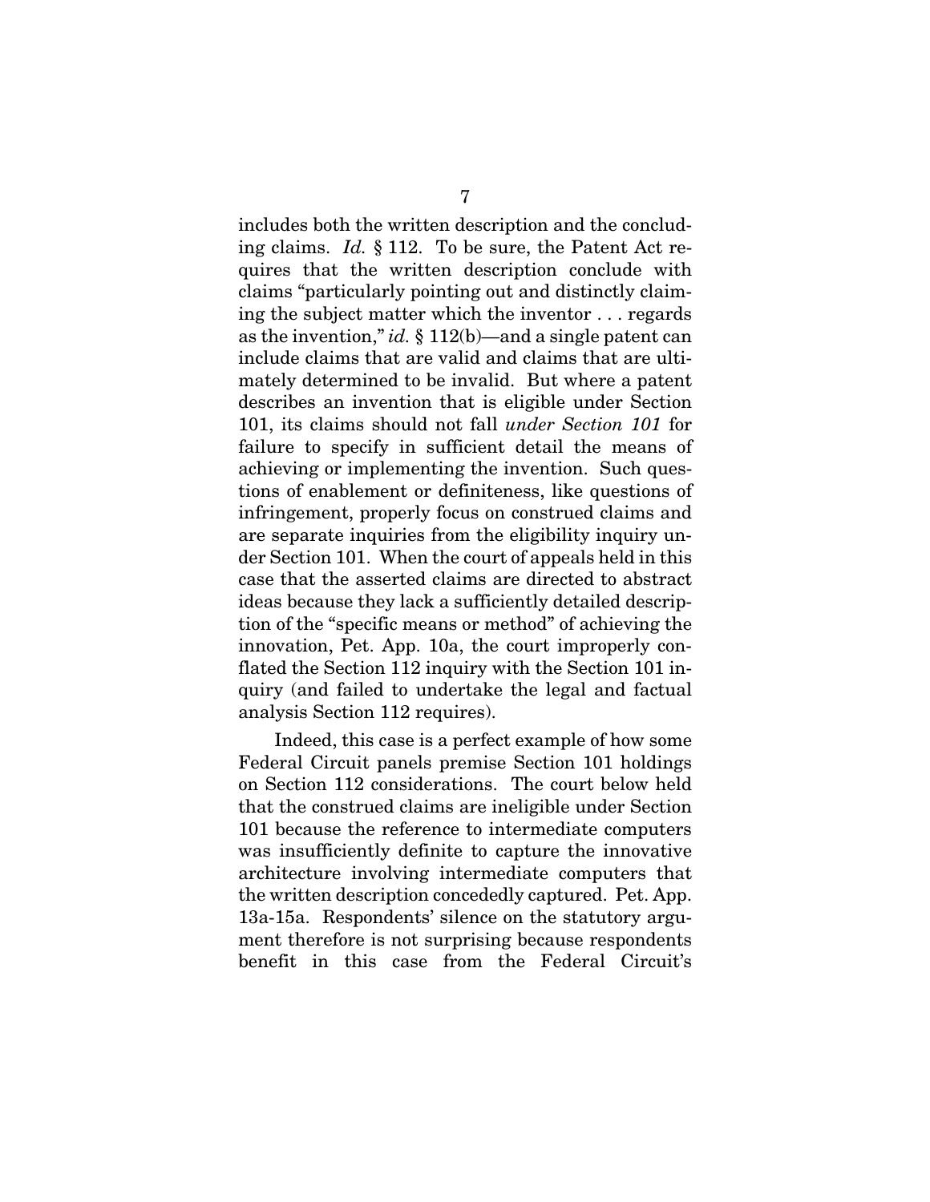includes both the written description and the concluding claims. *Id.* § 112. To be sure, the Patent Act requires that the written description conclude with claims "particularly pointing out and distinctly claiming the subject matter which the inventor . . . regards as the invention," *id.* § 112(b)—and a single patent can include claims that are valid and claims that are ultimately determined to be invalid. But where a patent describes an invention that is eligible under Section 101, its claims should not fall *under Section 101* for failure to specify in sufficient detail the means of achieving or implementing the invention. Such questions of enablement or definiteness, like questions of infringement, properly focus on construed claims and are separate inquiries from the eligibility inquiry under Section 101. When the court of appeals held in this case that the asserted claims are directed to abstract ideas because they lack a sufficiently detailed description of the "specific means or method" of achieving the innovation, Pet. App. 10a, the court improperly conflated the Section 112 inquiry with the Section 101 inquiry (and failed to undertake the legal and factual analysis Section 112 requires).

Indeed, this case is a perfect example of how some Federal Circuit panels premise Section 101 holdings on Section 112 considerations. The court below held that the construed claims are ineligible under Section 101 because the reference to intermediate computers was insufficiently definite to capture the innovative architecture involving intermediate computers that the written description concededly captured. Pet. App. 13a-15a. Respondents' silence on the statutory argument therefore is not surprising because respondents benefit in this case from the Federal Circuit's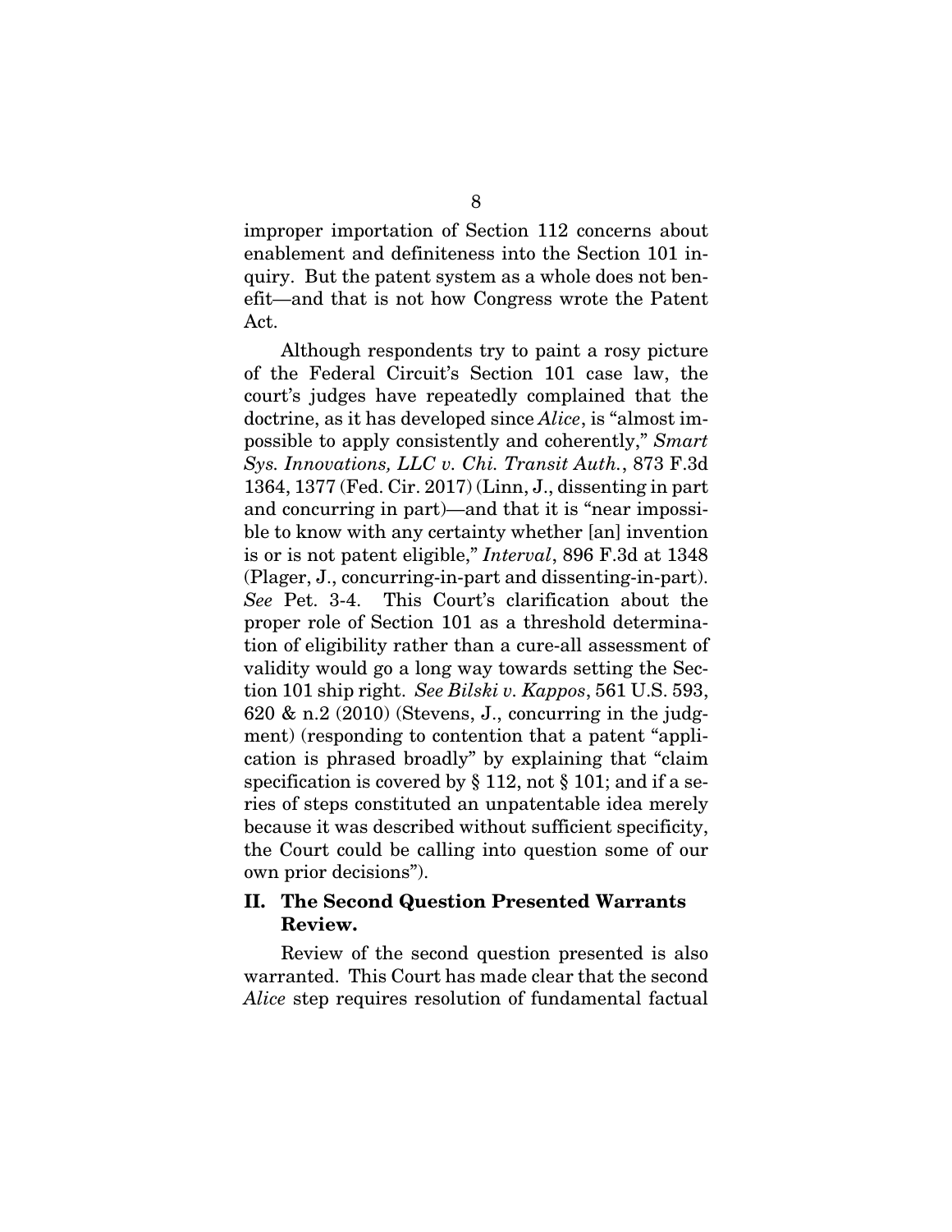improper importation of Section 112 concerns about enablement and definiteness into the Section 101 inquiry. But the patent system as a whole does not benefit—and that is not how Congress wrote the Patent Act.

Although respondents try to paint a rosy picture of the Federal Circuit's Section 101 case law, the court's judges have repeatedly complained that the doctrine, as it has developed since *Alice*, is "almost impossible to apply consistently and coherently," *Smart Sys. Innovations, LLC v. Chi. Transit Auth.*, 873 F.3d 1364, 1377 (Fed. Cir. 2017) (Linn, J., dissenting in part and concurring in part)—and that it is "near impossible to know with any certainty whether [an] invention is or is not patent eligible," *Interval*, 896 F.3d at 1348 (Plager, J., concurring-in-part and dissenting-in-part). *See* Pet. 3-4. This Court's clarification about the proper role of Section 101 as a threshold determination of eligibility rather than a cure-all assessment of validity would go a long way towards setting the Section 101 ship right. *See Bilski v. Kappos*, 561 U.S. 593, 620 & n.2 (2010) (Stevens, J., concurring in the judgment) (responding to contention that a patent "application is phrased broadly" by explaining that "claim specification is covered by § 112, not § 101; and if a series of steps constituted an unpatentable idea merely because it was described without sufficient specificity, the Court could be calling into question some of our own prior decisions").

## II. The Second Question Presented Warrants Review.

Review of the second question presented is also warranted. This Court has made clear that the second *Alice* step requires resolution of fundamental factual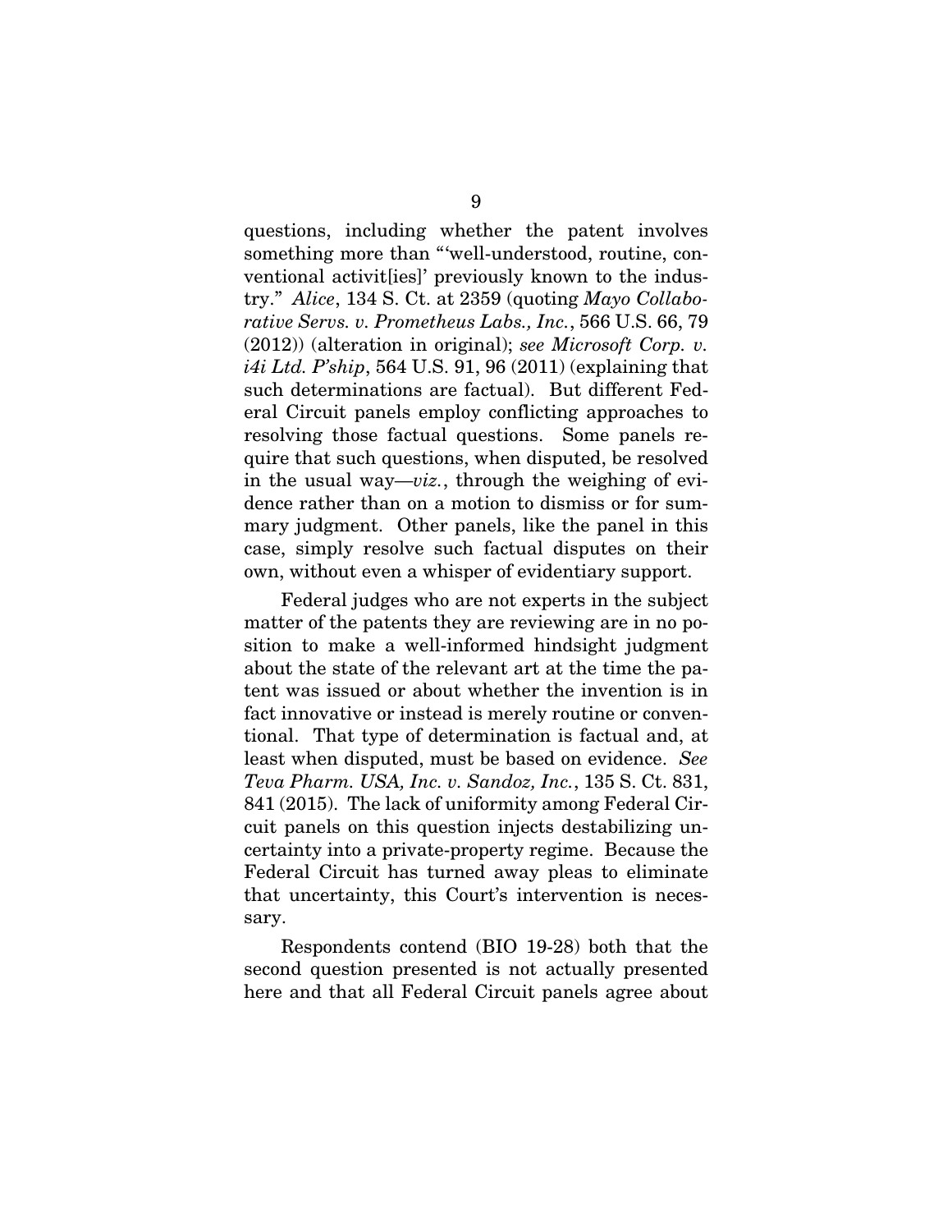questions, including whether the patent involves something more than "'well-understood, routine, conventional activit[ies]' previously known to the industry." *Alice*, 134 S. Ct. at 2359 (quoting *Mayo Collaborative Servs. v. Prometheus Labs., Inc.*, 566 U.S. 66, 79 (2012)) (alteration in original); *see Microsoft Corp. v. i4i Ltd. P'ship*, 564 U.S. 91, 96 (2011) (explaining that such determinations are factual). But different Federal Circuit panels employ conflicting approaches to resolving those factual questions. Some panels require that such questions, when disputed, be resolved in the usual way—*viz.*, through the weighing of evidence rather than on a motion to dismiss or for summary judgment. Other panels, like the panel in this case, simply resolve such factual disputes on their own, without even a whisper of evidentiary support.

Federal judges who are not experts in the subject matter of the patents they are reviewing are in no position to make a well-informed hindsight judgment about the state of the relevant art at the time the patent was issued or about whether the invention is in fact innovative or instead is merely routine or conventional. That type of determination is factual and, at least when disputed, must be based on evidence. *See Teva Pharm. USA, Inc. v. Sandoz, Inc.*, 135 S. Ct. 831, 841 (2015). The lack of uniformity among Federal Circuit panels on this question injects destabilizing uncertainty into a private-property regime. Because the Federal Circuit has turned away pleas to eliminate that uncertainty, this Court's intervention is necessary.

Respondents contend (BIO 19-28) both that the second question presented is not actually presented here and that all Federal Circuit panels agree about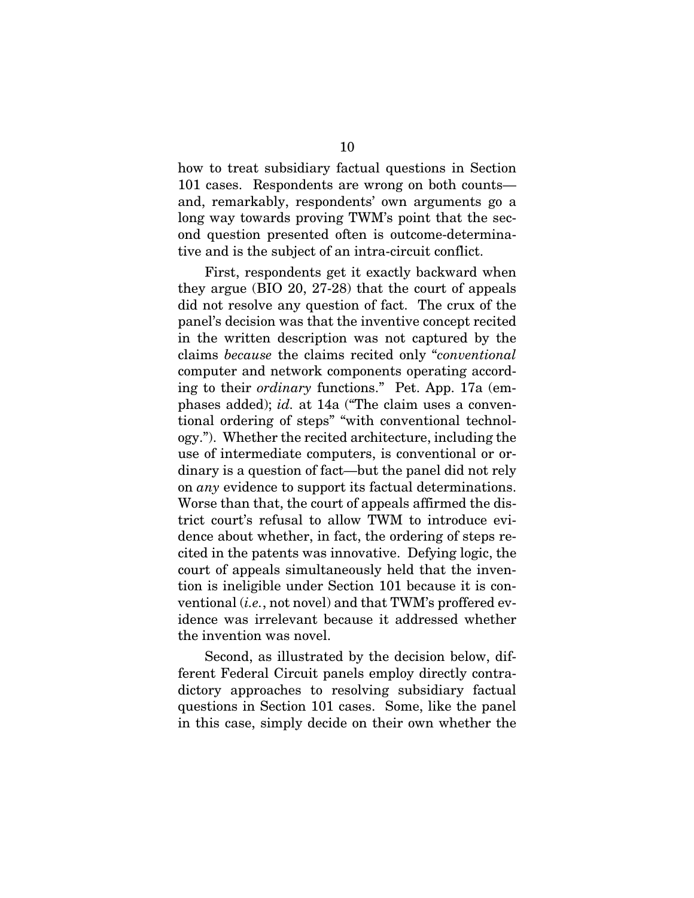how to treat subsidiary factual questions in Section 101 cases. Respondents are wrong on both counts—and, remarkably, respondents' own arguments go a long way towards proving TWM's point that the second question presented often is outcome-determinative and is the subject of an intra-circuit conflict.

First, respondents get it exactly backward when they argue (BIO 20, 27-28) that the court of appeals did not resolve any question of fact. The crux of the panel's decision was that the inventive concept recited in the written description was not captured by the claims *because* the claims recited only "*conventional* computer and network components operating according to their *ordinary* functions." Pet. App. 17a (emphases added); *id.* at 14a ("The claim uses a conventional ordering of steps" "with conventional technology."). Whether the recited architecture, including the use of intermediate computers, is conventional or ordinary is a question of fact—but the panel did not rely on *any* evidence to support its factual determinations. Worse than that, the court of appeals affirmed the district court's refusal to allow TWM to introduce evidence about whether, in fact, the ordering of steps recited in the patents was innovative. Defying logic, the court of appeals simultaneously held that the invention is ineligible under Section 101 because it is conventional (*i.e.*, not novel) and that TWM's proffered evidence was irrelevant because it addressed whether the invention was novel.

Second, as illustrated by the decision below, different Federal Circuit panels employ directly contradictory approaches to resolving subsidiary factual questions in Section 101 cases. Some, like the panel in this case, simply decide on their own whether the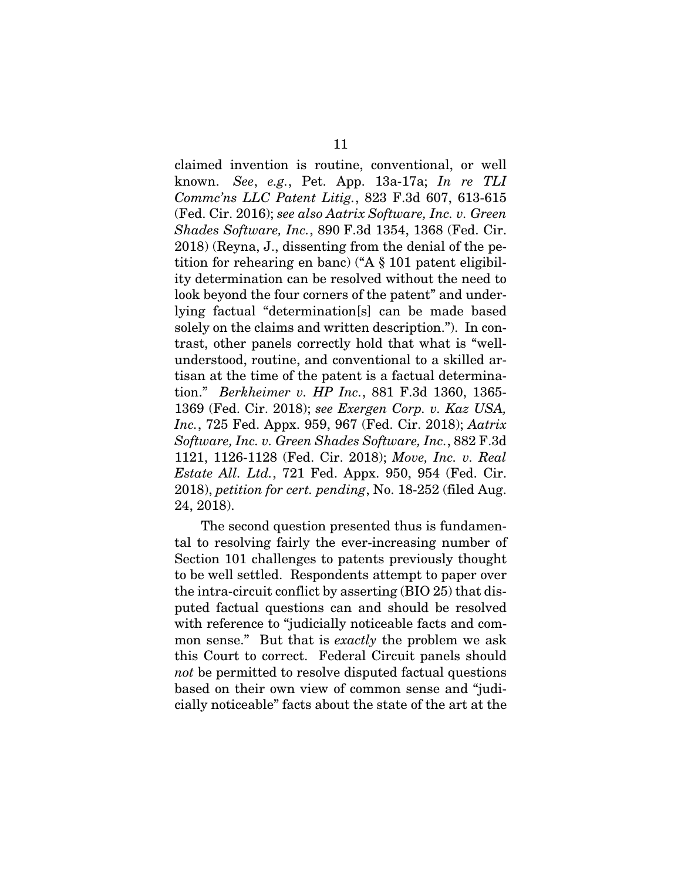claimed invention is routine, conventional, or well known. *See*, *e.g.*, Pet. App. 13a-17a; *In re TLI Commc'ns LLC Patent Litig.*, 823 F.3d 607, 613-615 (Fed. Cir. 2016); *see also Aatrix Software, Inc. v. Green Shades Software, Inc.*, 890 F.3d 1354, 1368 (Fed. Cir. 2018) (Reyna, J., dissenting from the denial of the petition for rehearing en banc) ("A § 101 patent eligibility determination can be resolved without the need to look beyond the four corners of the patent" and underlying factual "determination[s] can be made based solely on the claims and written description."). In contrast, other panels correctly hold that what is "well-understood, routine, and conventional to a skilled artisan at the time of the patent is a factual determination." *Berkheimer v. HP Inc.*, 881 F.3d 1360, 1365-1369 (Fed. Cir. 2018); *see Exergen Corp. v. Kaz USA, Inc.*, 725 Fed. Appx. 959, 967 (Fed. Cir. 2018); *Aatrix Software, Inc. v. Green Shades Software, Inc.*, 882 F.3d 1121, 1126-1128 (Fed. Cir. 2018); *Move, Inc. v. Real Estate All. Ltd.*, 721 Fed. Appx. 950, 954 (Fed. Cir. 2018), *petition for cert. pending*, No. 18-252 (filed Aug. 24, 2018).

The second question presented thus is fundamental to resolving fairly the ever-increasing number of Section 101 challenges to patents previously thought to be well settled. Respondents attempt to paper over the intra-circuit conflict by asserting (BIO 25) that disputed factual questions can and should be resolved with reference to "judicially noticeable facts and common sense." But that is *exactly* the problem we ask this Court to correct. Federal Circuit panels should *not* be permitted to resolve disputed factual questions based on their own view of common sense and "judicially noticeable" facts about the state of the art at the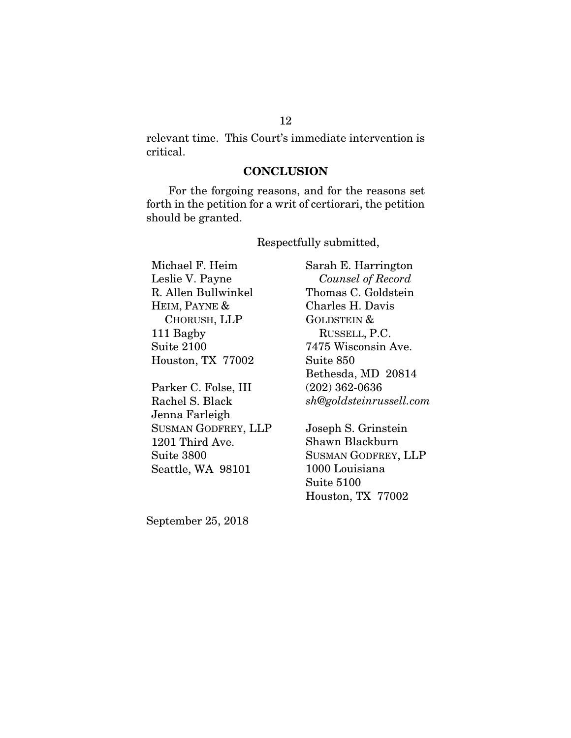relevant time. This Court's immediate intervention is critical.

## CONCLUSION

For the forgoing reasons, and for the reasons set forth in the petition for a writ of certiorari, the petition should be granted.

Respectfully submitted,

Sarah E. Harrington
*Counsel of Record*
Thomas C. Goldstein
Charles H. Davis
GOLDSTEIN & RUSSELL, P.C.
7475 Wisconsin Ave.
Suite 850
Bethesda, MD 20814
(202) 362-0636
*sh@goldsteinrussell.com*

Michael F. Heim
Leslie V. Payne
R. Allen Bullwinkel
HEIM, PAYNE & CHORUSH, LLP
111 Bagby
Suite 2100
Houston, TX 77002

Parker C. Folse, III
Rachel S. Black
Jenna Farleigh
SUSMAN GODFREY, LLP
1201 Third Ave.
Suite 3800
Seattle, WA 98101

Joseph S. Grinstein
Shawn Blackburn
SUSMAN GODFREY, LLP
1000 Louisiana
Suite 5100
Houston, TX 77002

September 25, 2018